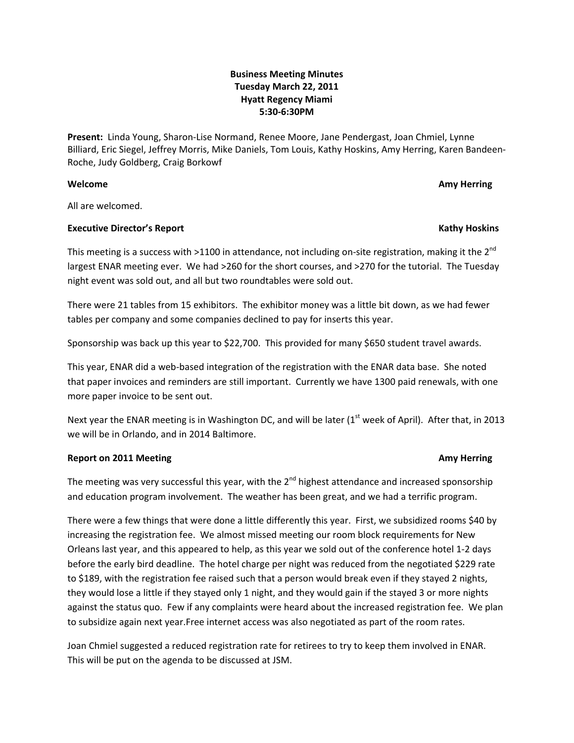**Business Meeting Minutes**
**Tuesday March 22, 2011**
**Hyatt Regency Miami**
**5:30-6:30PM**

**Present:** Linda Young, Sharon-Lise Normand, Renee Moore, Jane Pendergast, Joan Chmiel, Lynne Billiard, Eric Siegel, Jeffrey Morris, Mike Daniels, Tom Louis, Kathy Hoskins, Amy Herring, Karen Bandeen-Roche, Judy Goldberg, Craig Borkowf

**Welcome** **Amy Herring**

All are welcomed.

**Executive Director's Report** **Kathy Hoskins**

This meeting is a success with >1100 in attendance, not including on-site registration, making it the 2nd largest ENAR meeting ever. We had >260 for the short courses, and >270 for the tutorial. The Tuesday night event was sold out, and all but two roundtables were sold out.

There were 21 tables from 15 exhibitors. The exhibitor money was a little bit down, as we had fewer tables per company and some companies declined to pay for inserts this year.

Sponsorship was back up this year to $22,700. This provided for many $650 student travel awards.

This year, ENAR did a web-based integration of the registration with the ENAR data base. She noted that paper invoices and reminders are still important. Currently we have 1300 paid renewals, with one more paper invoice to be sent out.

Next year the ENAR meeting is in Washington DC, and will be later (1st week of April). After that, in 2013 we will be in Orlando, and in 2014 Baltimore.

**Report on 2011 Meeting** **Amy Herring**

The meeting was very successful this year, with the 2nd highest attendance and increased sponsorship and education program involvement. The weather has been great, and we had a terrific program.

There were a few things that were done a little differently this year. First, we subsidized rooms $40 by increasing the registration fee. We almost missed meeting our room block requirements for New Orleans last year, and this appeared to help, as this year we sold out of the conference hotel 1-2 days before the early bird deadline. The hotel charge per night was reduced from the negotiated $229 rate to $189, with the registration fee raised such that a person would break even if they stayed 2 nights, they would lose a little if they stayed only 1 night, and they would gain if the stayed 3 or more nights against the status quo. Few if any complaints were heard about the increased registration fee. We plan to subsidize again next year.Free internet access was also negotiated as part of the room rates.

Joan Chmiel suggested a reduced registration rate for retirees to try to keep them involved in ENAR. This will be put on the agenda to be discussed at JSM.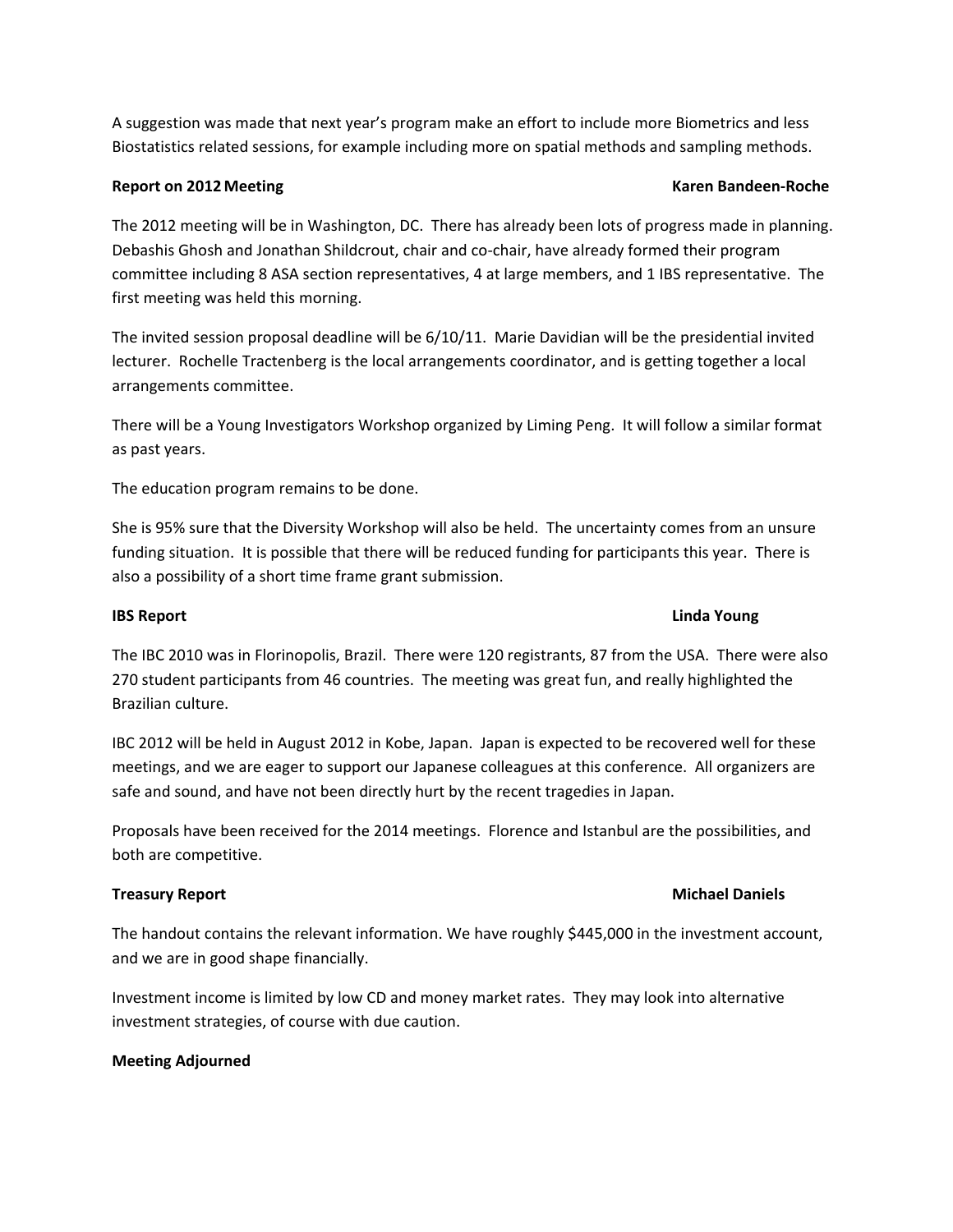A suggestion was made that next year's program make an effort to include more Biometrics and less Biostatistics related sessions, for example including more on spatial methods and sampling methods.

**Report on 2012 Meeting** **Karen Bandeen-Roche**

The 2012 meeting will be in Washington, DC. There has already been lots of progress made in planning. Debashis Ghosh and Jonathan Shildcrout, chair and co-chair, have already formed their program committee including 8 ASA section representatives, 4 at large members, and 1 IBS representative. The first meeting was held this morning.

The invited session proposal deadline will be 6/10/11. Marie Davidian will be the presidential invited lecturer. Rochelle Tractenberg is the local arrangements coordinator, and is getting together a local arrangements committee.

There will be a Young Investigators Workshop organized by Liming Peng. It will follow a similar format as past years.

The education program remains to be done.

She is 95% sure that the Diversity Workshop will also be held. The uncertainty comes from an unsure funding situation. It is possible that there will be reduced funding for participants this year. There is also a possibility of a short time frame grant submission.

**IBS Report** **Linda Young**

The IBC 2010 was in Florinopolis, Brazil. There were 120 registrants, 87 from the USA. There were also 270 student participants from 46 countries. The meeting was great fun, and really highlighted the Brazilian culture.

IBC 2012 will be held in August 2012 in Kobe, Japan. Japan is expected to be recovered well for these meetings, and we are eager to support our Japanese colleagues at this conference. All organizers are safe and sound, and have not been directly hurt by the recent tragedies in Japan.

Proposals have been received for the 2014 meetings. Florence and Istanbul are the possibilities, and both are competitive.

**Treasury Report** **Michael Daniels**

The handout contains the relevant information. We have roughly $445,000 in the investment account, and we are in good shape financially.

Investment income is limited by low CD and money market rates. They may look into alternative investment strategies, of course with due caution.

**Meeting Adjourned**